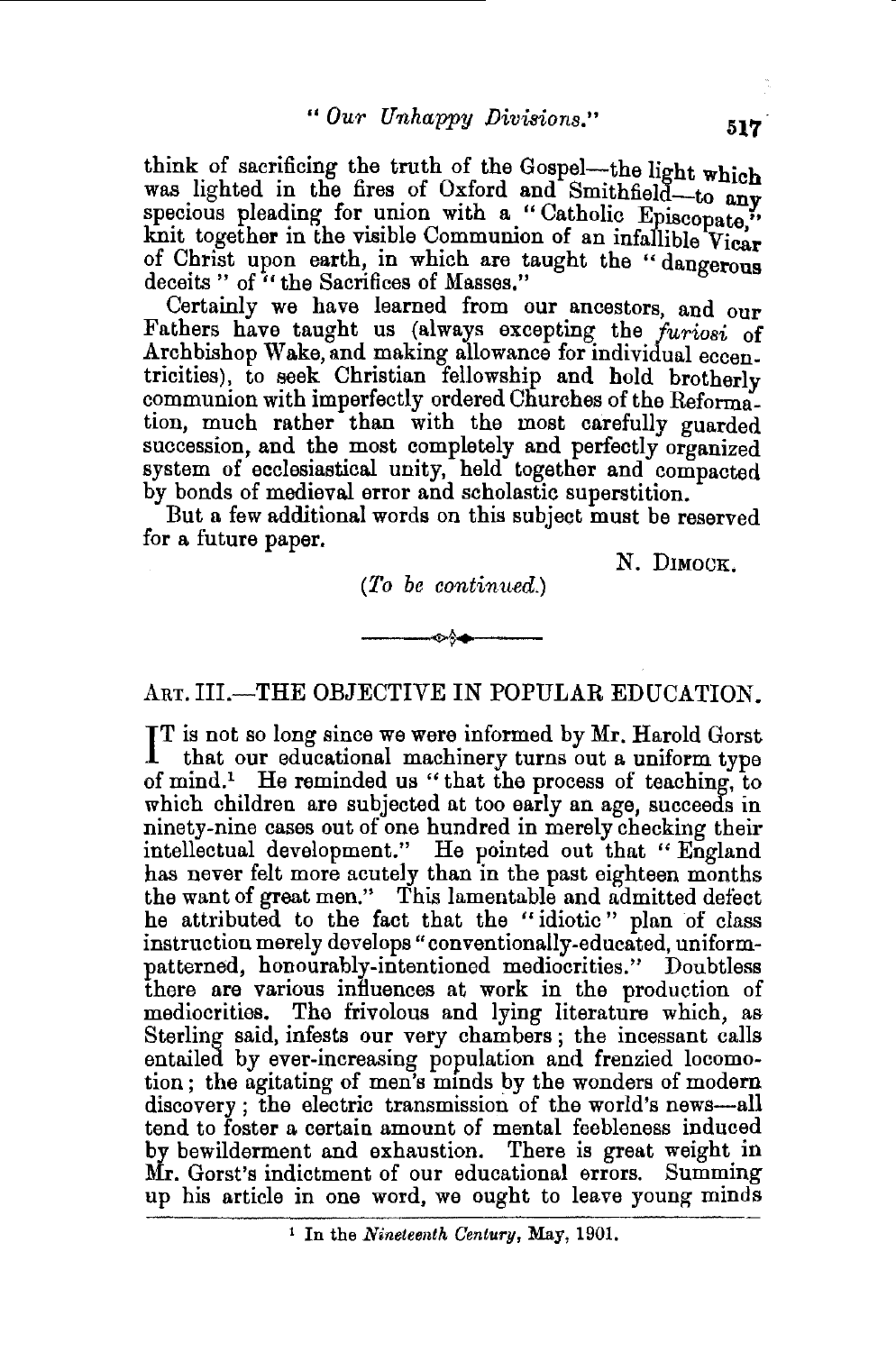think of sacrificing the truth of the Gospel—the light which was lighted in the fires of Oxford and Smithfield—to any specious pleading for union with a "Catholic Episcopate," knit together in the visible Communion of an infallible Vicar of Christ upon earth, in which are taught the "dangerous deceits" of "the Sacrifices of Masses."

Certainly we have learned from our ancestors, and our Fathers have taught us (always excepting the *furiosi* of Archbishop Wake, and making allowance for individual eccentricities), to seek Christian fellowship and hold brotherly communion with imperfectly ordered Churches of the Reformation, much rather than with the most carefully guarded succession, and the most completely and perfectly organized system of ecclesiastical unity, held together and compacted by bonds of medieval error and scholastic superstition.

But a few additional words on this subject must be reserved for a future paper.

N. Dimock.

(*To be continued.*)

---

## Art. III.—THE OBJECTIVE IN POPULAR EDUCATION.

It is not so long since we were informed by Mr. Harold Gorst that our educational machinery turns out a uniform type of mind.[1] He reminded us "that the process of teaching, to which children are subjected at too early an age, succeeds in ninety-nine cases out of one hundred in merely checking their intellectual development." He pointed out that "England has never felt more acutely than in the past eighteen months the want of great men." This lamentable and admitted defect he attributed to the fact that the "idiotic" plan of class instruction merely develops "conventionally-educated, uniform-patterned, honourably-intentioned mediocrities." Doubtless there are various influences at work in the production of mediocrities. The frivolous and lying literature which, as Sterling said, infests our very chambers; the incessant calls entailed by ever-increasing population and frenzied locomotion; the agitating of men's minds by the wonders of modern discovery; the electric transmission of the world's news—all tend to foster a certain amount of mental feebleness induced by bewilderment and exhaustion. There is great weight in Mr. Gorst's indictment of our educational errors. Summing up his article in one word, we ought to leave young minds

[1] In the *Nineteenth Century*, May, 1901.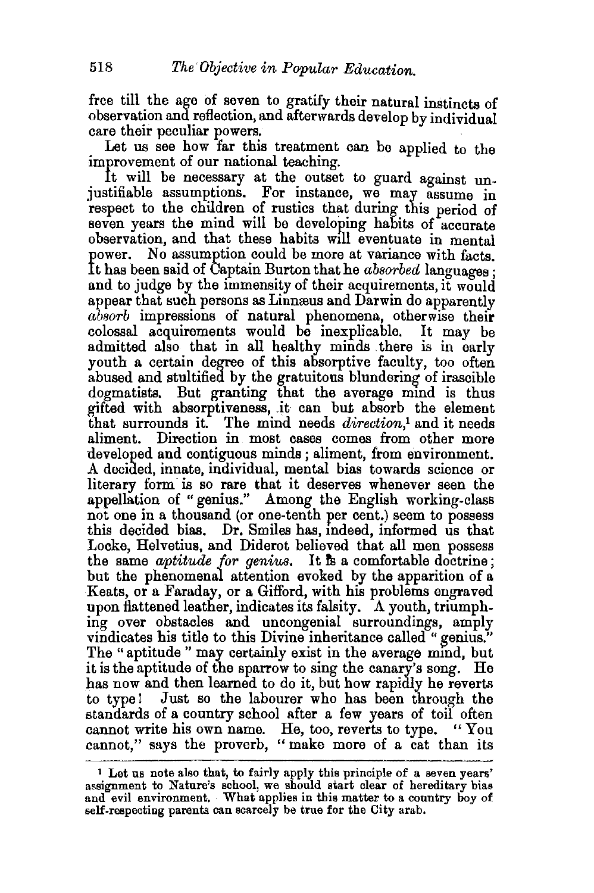free till the age of seven to gratify their natural instincts of observation and reflection, and afterwards develop by individual care their peculiar powers.

Let us see how far this treatment can be applied to the improvement of our national teaching.

It will be necessary at the outset to guard against unjustifiable assumptions. For instance, we may assume in respect to the children of rustics that during this period of seven years the mind will be developing habits of accurate observation, and that these habits will eventuate in mental power. No assumption could be more at variance with facts. It has been said of Captain Burton that he *absorbed* languages; and to judge by the immensity of their acquirements, it would appear that such persons as Linnæus and Darwin do apparently *absorb* impressions of natural phenomena, otherwise their colossal acquirements would be inexplicable. It may be admitted also that in all healthy minds there is in early youth a certain degree of this absorptive faculty, too often abused and stultified by the gratuitous blundering of irascible dogmatists. But granting that the average mind is thus gifted with absorptiveness, it can but absorb the element that surrounds it. The mind needs *direction*,[1] and it needs aliment. Direction in most cases comes from other more developed and contiguous minds; aliment, from environment. A decided, innate, individual, mental bias towards science or literary form is so rare that it deserves whenever seen the appellation of "genius." Among the English working-class not one in a thousand (or one-tenth per cent.) seem to possess this decided bias. Dr. Smiles has, indeed, informed us that Locke, Helvetius, and Diderot believed that all men possess the same *aptitude for genius*. It is a comfortable doctrine; but the phenomenal attention evoked by the apparition of a Keats, or a Faraday, or a Gifford, with his problems engraved upon flattened leather, indicates its falsity. A youth, triumphing over obstacles and uncongenial surroundings, amply vindicates his title to this Divine inheritance called "genius." The "aptitude" may certainly exist in the average mind, but it is the aptitude of the sparrow to sing the canary's song. He has now and then learned to do it, but how rapidly he reverts to type! Just so the labourer who has been through the standards of a country school after a few years of toil often cannot write his own name. He, too, reverts to type. "You cannot," says the proverb, "make more of a cat than its

---

[1] Let us note also that, to fairly apply this principle of a seven years' assignment to Nature's school, we should start clear of hereditary bias and evil environment. What applies in this matter to a country boy of self-respecting parents can scarcely be true for the City arab.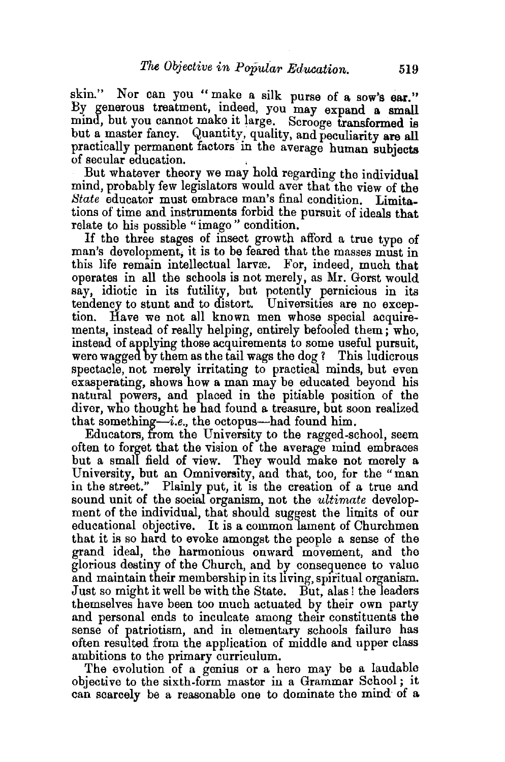skin." Nor can you "make a silk purse of a sow's ear." By generous treatment, indeed, you may expand a small mind, but you cannot make it large. Scrooge transformed is but a master fancy. Quantity, quality, and peculiarity are all practically permanent factors in the average human subjects of secular education.

But whatever theory we may hold regarding the individual mind, probably few legislators would aver that the view of the *State* educator must embrace man's final condition. Limitations of time and instruments forbid the pursuit of ideals that relate to his possible "imago" condition.

If the three stages of insect growth afford a true type of man's development, it is to be feared that the masses must in this life remain intellectual larvæ. For, indeed, much that operates in all the schools is not merely, as Mr. Gorst would say, idiotic in its futility, but potently pernicious in its tendency to stunt and to distort. Universities are no exception. Have we not all known men whose special acquirements, instead of really helping, entirely befooled them; who, instead of applying those acquirements to some useful pursuit, were wagged by them as the tail wags the dog? This ludicrous spectacle, not merely irritating to practical minds, but even exasperating, shows how a man may be educated beyond his natural powers, and placed in the pitiable position of the diver, who thought he had found a treasure, but soon realized that something—*i.e.*, the octopus—had found him.

Educators, from the University to the ragged-school, seem often to forget that the vision of the average mind embraces but a small field of view. They would make not merely a University, but an Omniversity, and that, too, for the "man in the street." Plainly put, it is the creation of a true and sound unit of the social organism, not the *ultimate* development of the individual, that should suggest the limits of our educational objective. It is a common lament of Churchmen that it is so hard to evoke amongst the people a sense of the grand ideal, the harmonious onward movement, and the glorious destiny of the Church, and by consequence to value and maintain their membership in its living, spiritual organism. Just so might it well be with the State. But, alas! the leaders themselves have been too much actuated by their own party and personal ends to inculcate among their constituents the sense of patriotism, and in elementary schools failure has often resulted from the application of middle and upper class ambitions to the primary curriculum.

The evolution of a genius or a hero may be a laudable objective to the sixth-form master in a Grammar School; it can scarcely be a reasonable one to dominate the mind of a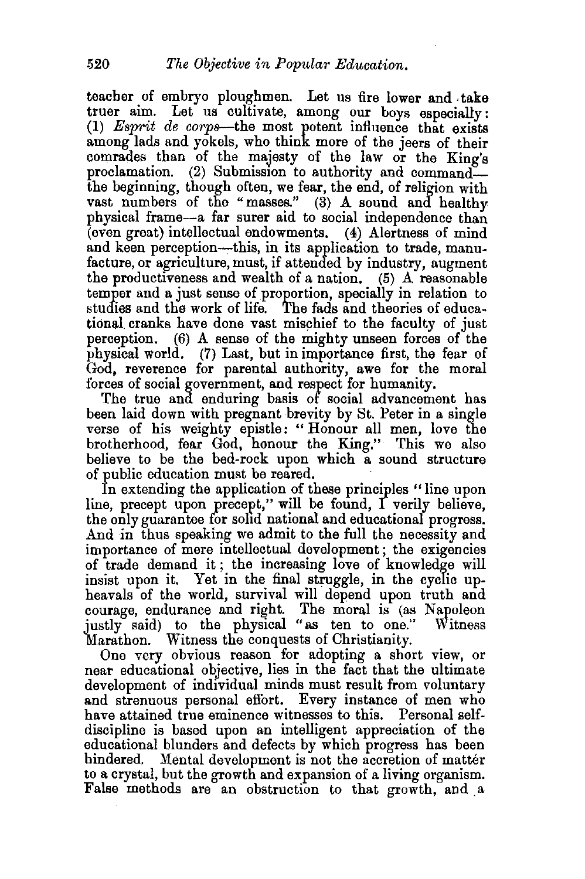teacher of embryo ploughmen. Let us fire lower and take truer aim. Let us cultivate, among our boys especially: (1) *Esprit de corps*—the most potent influence that exists among lads and yokels, who think more of the jeers of their comrades than of the majesty of the law or the King's proclamation. (2) Submission to authority and command—the beginning, though often, we fear, the end, of religion with vast numbers of the "masses." (3) A sound and healthy physical frame—a far surer aid to social independence than (even great) intellectual endowments. (4) Alertness of mind and keen perception—this, in its application to trade, manufacture, or agriculture, must, if attended by industry, augment the productiveness and wealth of a nation. (5) A reasonable temper and a just sense of proportion, specially in relation to studies and the work of life. The fads and theories of educational cranks have done vast mischief to the faculty of just perception. (6) A sense of the mighty unseen forces of the physical world. (7) Last, but in importance first, the fear of God, reverence for parental authority, awe for the moral forces of social government, and respect for humanity.

The true and enduring basis of social advancement has been laid down with pregnant brevity by St. Peter in a single verse of his weighty epistle: "Honour all men, love the brotherhood, fear God, honour the King." This we also believe to be the bed-rock upon which a sound structure of public education must be reared.

In extending the application of these principles "line upon line, precept upon precept," will be found, I verily believe, the only guarantee for solid national and educational progress. And in thus speaking we admit to the full the necessity and importance of mere intellectual development; the exigencies of trade demand it; the increasing love of knowledge will insist upon it. Yet in the final struggle, in the cyclic upheavals of the world, survival will depend upon truth and courage, endurance and right. The moral is (as Napoleon justly said) to the physical "as ten to one." Witness Marathon. Witness the conquests of Christianity.

One very obvious reason for adopting a short view, or near educational objective, lies in the fact that the ultimate development of individual minds must result from voluntary and strenuous personal effort. Every instance of men who have attained true eminence witnesses to this. Personal self-discipline is based upon an intelligent appreciation of the educational blunders and defects by which progress has been hindered. Mental development is not the accretion of matter to a crystal, but the growth and expansion of a living organism. False methods are an obstruction to that growth, and a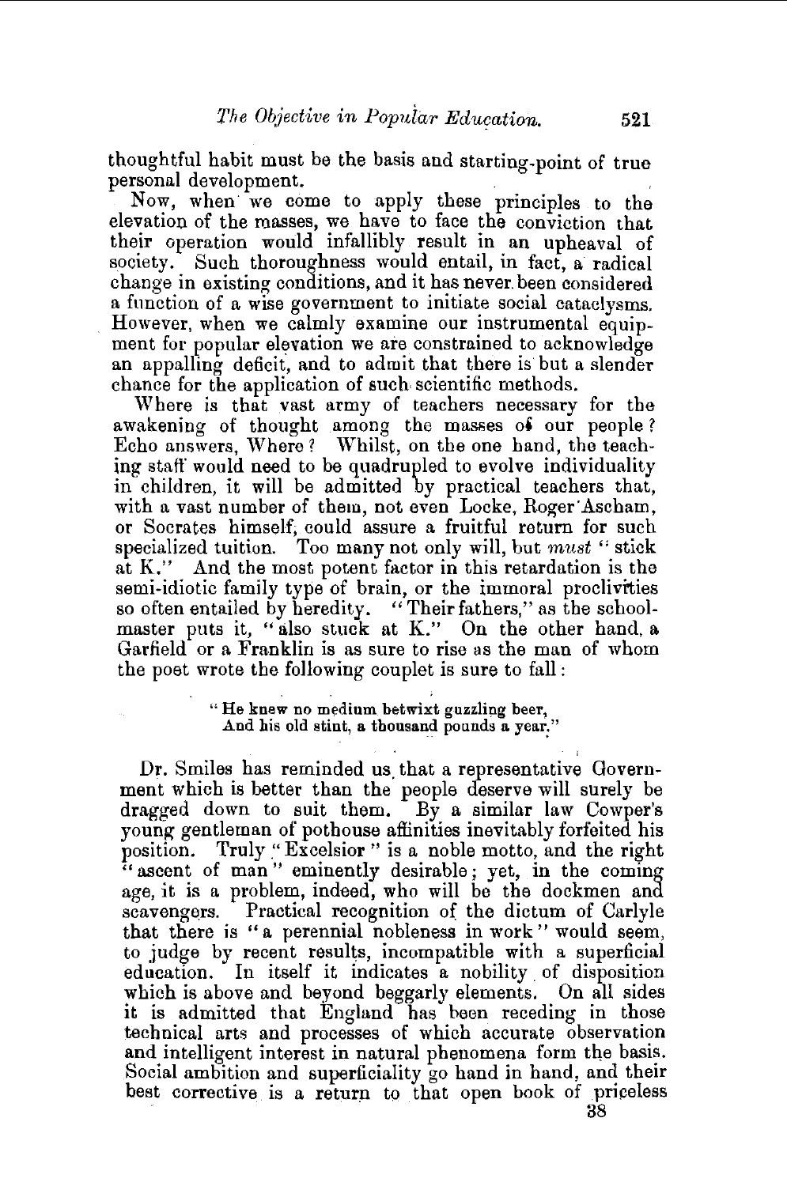thoughtful habit must be the basis and starting-point of true personal development.

Now, when we come to apply these principles to the elevation of the masses, we have to face the conviction that their operation would infallibly result in an upheaval of society. Such thoroughness would entail, in fact, a radical change in existing conditions, and it has never been considered a function of a wise government to initiate social cataclysms. However, when we calmly examine our instrumental equipment for popular elevation we are constrained to acknowledge an appalling deficit, and to admit that there is but a slender chance for the application of such scientific methods.

Where is that vast army of teachers necessary for the awakening of thought among the masses of our people? Echo answers, Where? Whilst, on the one hand, the teaching staff would need to be quadrupled to evolve individuality in children, it will be admitted by practical teachers that, with a vast number of them, not even Locke, Roger Ascham, or Socrates himself, could assure a fruitful return for such specialized tuition. Too many not only will, but *must* "stick at K." And the most potent factor in this retardation is the semi-idiotic family type of brain, or the immoral proclivities so often entailed by heredity. "Their fathers," as the schoolmaster puts it, "also stuck at K." On the other hand, a Garfield or a Franklin is as sure to rise as the man of whom the poet wrote the following couplet is sure to fall:

> "He knew no medium betwixt guzzling beer,
> And his old stint, a thousand pounds a year."

Dr. Smiles has reminded us that a representative Government which is better than the people deserve will surely be dragged down to suit them. By a similar law Cowper's young gentleman of pothouse affinities inevitably forfeited his position. Truly "Excelsior" is a noble motto, and the right "ascent of man" eminently desirable; yet, in the coming age, it is a problem, indeed, who will be the dockmen and scavengers. Practical recognition of the dictum of Carlyle that there is "a perennial nobleness in work" would seem, to judge by recent results, incompatible with a superficial education. In itself it indicates a nobility of disposition which is above and beyond beggarly elements. On all sides it is admitted that England has been receding in those technical arts and processes of which accurate observation and intelligent interest in natural phenomena form the basis. Social ambition and superficiality go hand in hand, and their best corrective is a return to that open book of priceless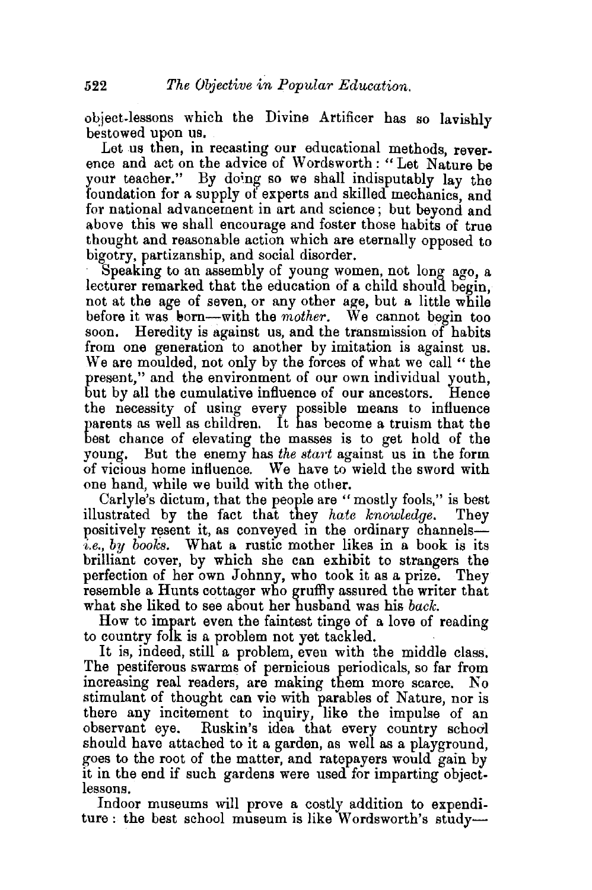object-lessons which the Divine Artificer has so lavishly bestowed upon us.

Let us then, in recasting our educational methods, reverence and act on the advice of Wordsworth: "Let Nature be your teacher." By doing so we shall indisputably lay the foundation for a supply of experts and skilled mechanics, and for national advancement in art and science; but beyond and above this we shall encourage and foster those habits of true thought and reasonable action which are eternally opposed to bigotry, partizanship, and social disorder.

Speaking to an assembly of young women, not long ago, a lecturer remarked that the education of a child should begin, not at the age of seven, or any other age, but a little while before it was born—with the *mother*. We cannot begin too soon. Heredity is against us, and the transmission of habits from one generation to another by imitation is against us. We are moulded, not only by the forces of what we call "the present," and the environment of our own individual youth, but by all the cumulative influence of our ancestors. Hence the necessity of using every possible means to influence parents as well as children. It has become a truism that the best chance of elevating the masses is to get hold of the young. But the enemy has *the start* against us in the form of vicious home influence. We have to wield the sword with one hand, while we build with the other.

Carlyle's dictum, that the people are "mostly fools," is best illustrated by the fact that they *hate knowledge*. They positively resent it, as conveyed in the ordinary channels—*i.e., by books*. What a rustic mother likes in a book is its brilliant cover, by which she can exhibit to strangers the perfection of her own Johnny, who took it as a prize. They resemble a Hunts cottager who gruffly assured the writer that what she liked to see about her husband was his *back*.

How to impart even the faintest tinge of a love of reading to country folk is a problem not yet tackled.

It is, indeed, still a problem, even with the middle class. The pestiferous swarms of pernicious periodicals, so far from increasing real readers, are making them more scarce. No stimulant of thought can vie with parables of Nature, nor is there any incitement to inquiry, like the impulse of an observant eye. Ruskin's idea that every country school should have attached to it a garden, as well as a playground, goes to the root of the matter, and ratepayers would gain by it in the end if such gardens were used for imparting object-lessons.

Indoor museums will prove a costly addition to expenditure: the best school museum is like Wordsworth's study—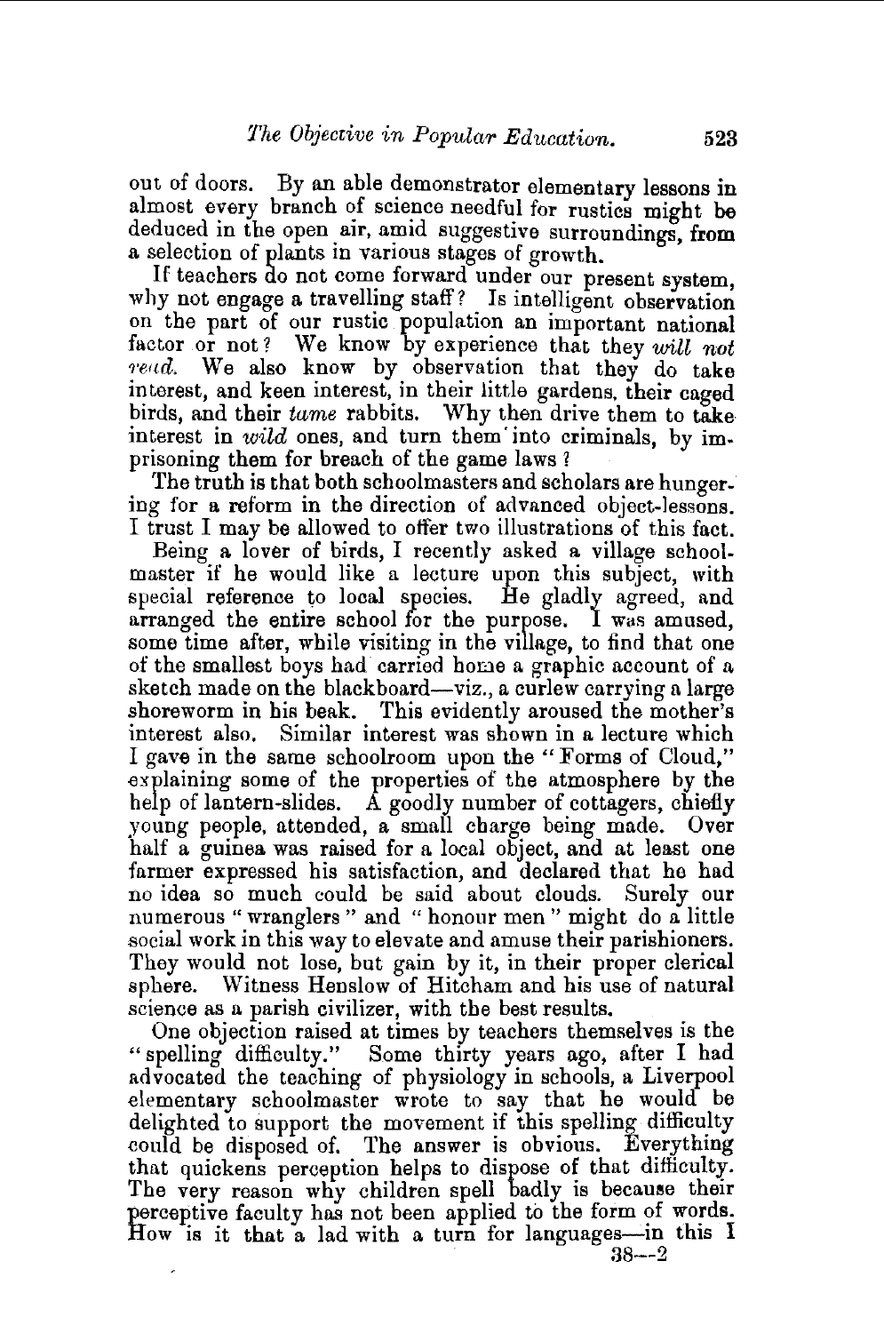out of doors. By an able demonstrator elementary lessons in almost every branch of science needful for rustics might be deduced in the open air, amid suggestive surroundings, from a selection of plants in various stages of growth.

If teachers do not come forward under our present system, why not engage a travelling staff? Is intelligent observation on the part of our rustic population an important national factor or not? We know by experience that they *will not read*. We also know by observation that they do take interest, and keen interest, in their little gardens, their caged birds, and their *tame* rabbits. Why then drive them to take interest in *wild* ones, and turn them into criminals, by imprisoning them for breach of the game laws?

The truth is that both schoolmasters and scholars are hungering for a reform in the direction of advanced object-lessons. I trust I may be allowed to offer two illustrations of this fact.

Being a lover of birds, I recently asked a village schoolmaster if he would like a lecture upon this subject, with special reference to local species. He gladly agreed, and arranged the entire school for the purpose. I was amused, some time after, while visiting in the village, to find that one of the smallest boys had carried home a graphic account of a sketch made on the blackboard—viz., a curlew carrying a large shoreworm in his beak. This evidently aroused the mother's interest also. Similar interest was shown in a lecture which I gave in the same schoolroom upon the "Forms of Cloud," explaining some of the properties of the atmosphere by the help of lantern-slides. A goodly number of cottagers, chiefly young people, attended, a small charge being made. Over half a guinea was raised for a local object, and at least one farmer expressed his satisfaction, and declared that he had no idea so much could be said about clouds. Surely our numerous "wranglers" and "honour men" might do a little social work in this way to elevate and amuse their parishioners. They would not lose, but gain by it, in their proper clerical sphere. Witness Henslow of Hitcham and his use of natural science as a parish civilizer, with the best results.

One objection raised at times by teachers themselves is the "spelling difficulty." Some thirty years ago, after I had advocated the teaching of physiology in schools, a Liverpool elementary schoolmaster wrote to say that he would be delighted to support the movement if this spelling difficulty could be disposed of. The answer is obvious. Everything that quickens perception helps to dispose of that difficulty. The very reason why children spell badly is because their perceptive faculty has not been applied to the form of words. How is it that a lad with a turn for languages—in this I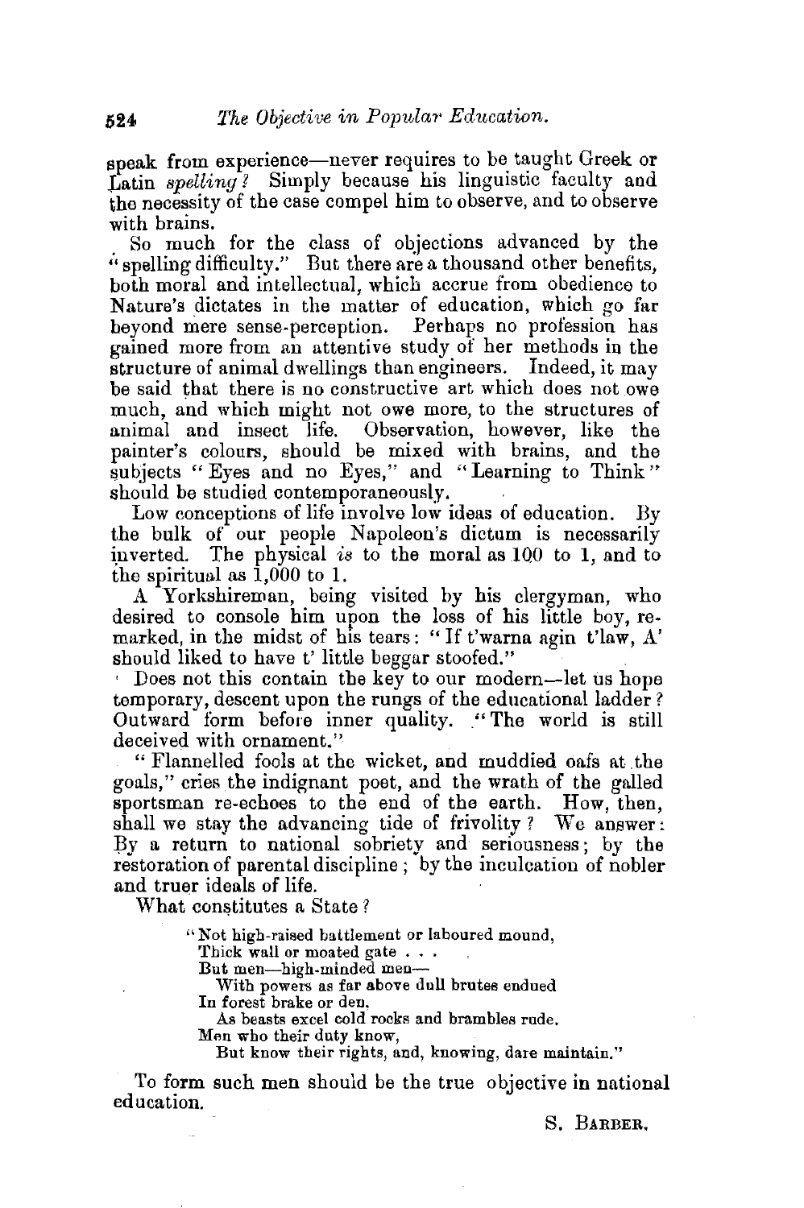speak from experience—never requires to be taught Greek or Latin *spelling?* Simply because his linguistic faculty and the necessity of the case compel him to observe, and to observe with brains.

So much for the class of objections advanced by the "spelling difficulty." But there are a thousand other benefits, both moral and intellectual, which accrue from obedience to Nature's dictates in the matter of education, which go far beyond mere sense-perception. Perhaps no profession has gained more from an attentive study of her methods in the structure of animal dwellings than engineers. Indeed, it may be said that there is no constructive art which does not owe much, and which might not owe more, to the structures of animal and insect life. Observation, however, like the painter's colours, should be mixed with brains, and the subjects "Eyes and no Eyes," and "Learning to Think" should be studied contemporaneously.

Low conceptions of life involve low ideas of education. By the bulk of our people Napoleon's dictum is necessarily inverted. The physical *is* to the moral as 100 to 1, and to the spiritual as 1,000 to 1.

A Yorkshireman, being visited by his clergyman, who desired to console him upon the loss of his little boy, remarked, in the midst of his tears: "If t'warna agin t'law, A' should liked to have t' little beggar stoofed."

Does not this contain the key to our modern—let us hope temporary, descent upon the rungs of the educational ladder? Outward form before inner quality. "The world is still deceived with ornament."

"Flannelled fools at the wicket, and muddied oafs at the goals," cries the indignant poet, and the wrath of the galled sportsman re-echoes to the end of the earth. How, then, shall we stay the advancing tide of frivolity? We answer: By a return to national sobriety and seriousness; by the restoration of parental discipline; by the inculcation of nobler and truer ideals of life.

What constitutes a State?

> "Not high-raised battlement or laboured mound,
> Thick wall or moated gate . . .
> But men—high-minded men—
> With powers as far above dull brutes endued
> In forest brake or den,
> As beasts excel cold rocks and brambles rude.
> Men who their duty know,
> But know their rights, and, knowing, dare maintain."

To form such men should be the true objective in national education.

S. Barber.